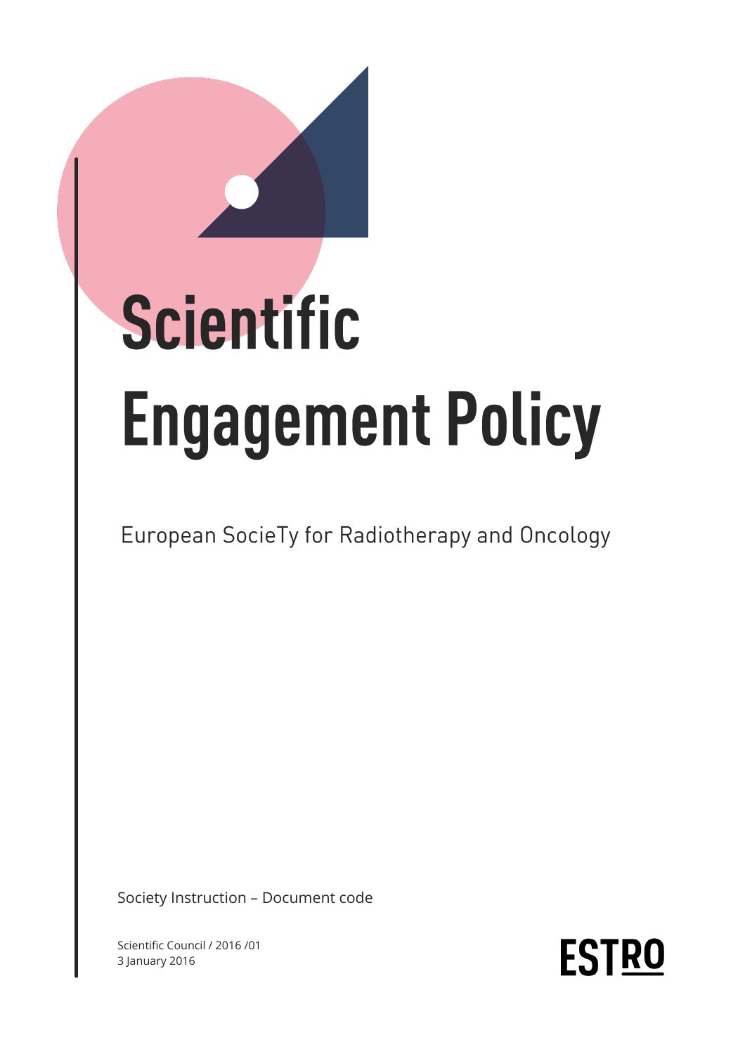# Scientific Engagement Policy

European SocieTy for Radiotherapy and Oncology

Society Instruction – Document code

Scientific Council / 2016 /01
3 January 2016

ESTRO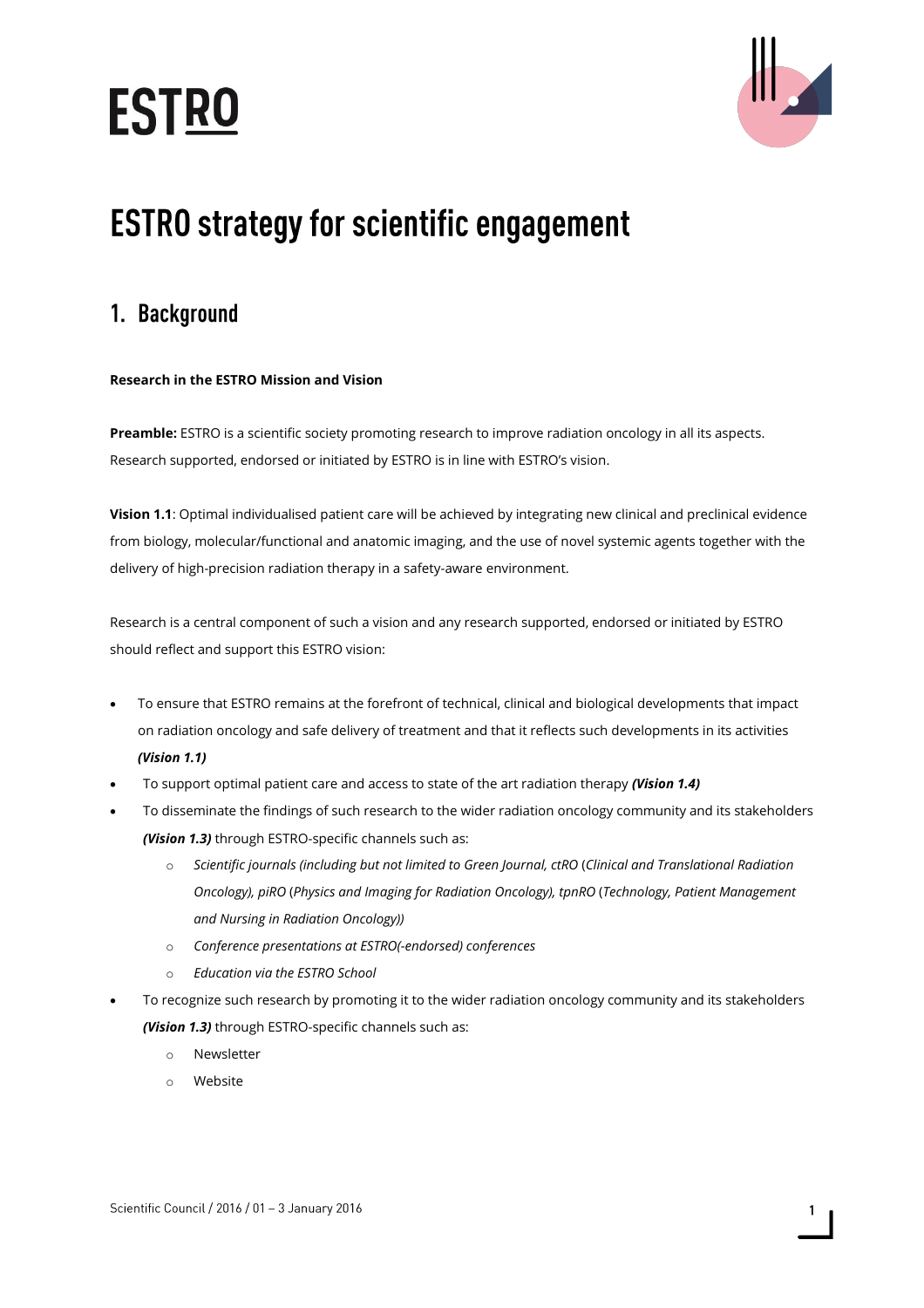# ESTRO

# ESTRO strategy for scientific engagement

## 1. Background

**Research in the ESTRO Mission and Vision**

**Preamble:** ESTRO is a scientific society promoting research to improve radiation oncology in all its aspects. Research supported, endorsed or initiated by ESTRO is in line with ESTRO's vision.

**Vision 1.1**: Optimal individualised patient care will be achieved by integrating new clinical and preclinical evidence from biology, molecular/functional and anatomic imaging, and the use of novel systemic agents together with the delivery of high-precision radiation therapy in a safety-aware environment.

Research is a central component of such a vision and any research supported, endorsed or initiated by ESTRO should reflect and support this ESTRO vision:

- To ensure that ESTRO remains at the forefront of technical, clinical and biological developments that impact on radiation oncology and safe delivery of treatment and that it reflects such developments in its activities ***(Vision 1.1)***
- To support optimal patient care and access to state of the art radiation therapy ***(Vision 1.4)***
- To disseminate the findings of such research to the wider radiation oncology community and its stakeholders ***(Vision 1.3)*** through ESTRO-specific channels such as:
  - *Scientific journals (including but not limited to Green Journal, ctRO (Clinical and Translational Radiation Oncology), piRO (Physics and Imaging for Radiation Oncology), tpnRO (Technology, Patient Management and Nursing in Radiation Oncology))*
  - *Conference presentations at ESTRO(-endorsed) conferences*
  - *Education via the ESTRO School*
- To recognize such research by promoting it to the wider radiation oncology community and its stakeholders ***(Vision 1.3)*** through ESTRO-specific channels such as:
  - Newsletter
  - Website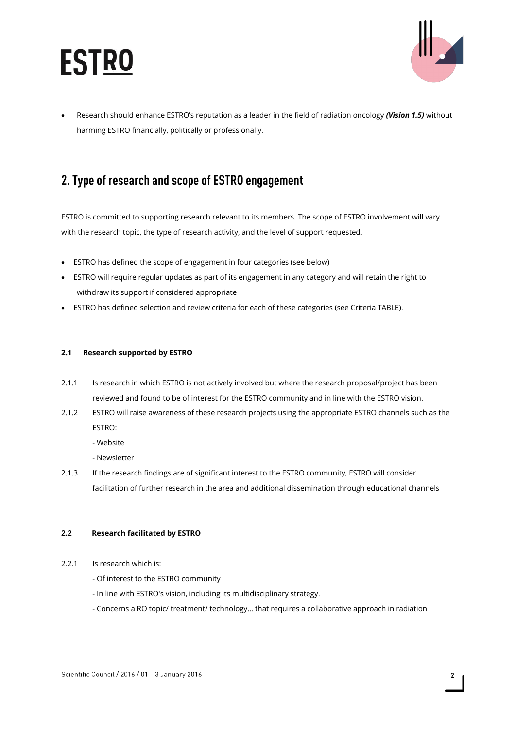- Research should enhance ESTRO's reputation as a leader in the field of radiation oncology ***(Vision 1.5)*** without harming ESTRO financially, politically or professionally.

## 2. Type of research and scope of ESTRO engagement

ESTRO is committed to supporting research relevant to its members. The scope of ESTRO involvement will vary with the research topic, the type of research activity, and the level of support requested.

- ESTRO has defined the scope of engagement in four categories (see below)
- ESTRO will require regular updates as part of its engagement in any category and will retain the right to withdraw its support if considered appropriate
- ESTRO has defined selection and review criteria for each of these categories (see Criteria TABLE).

### 2.1 Research supported by ESTRO

2.1.1 Is research in which ESTRO is not actively involved but where the research proposal/project has been reviewed and found to be of interest for the ESTRO community and in line with the ESTRO vision.

2.1.2 ESTRO will raise awareness of these research projects using the appropriate ESTRO channels such as the ESTRO:

- Website
- Newsletter

2.1.3 If the research findings are of significant interest to the ESTRO community, ESTRO will consider facilitation of further research in the area and additional dissemination through educational channels

### 2.2 Research facilitated by ESTRO

2.2.1 Is research which is:

- Of interest to the ESTRO community
- In line with ESTRO's vision, including its multidisciplinary strategy.
- Concerns a RO topic/ treatment/ technology… that requires a collaborative approach in radiation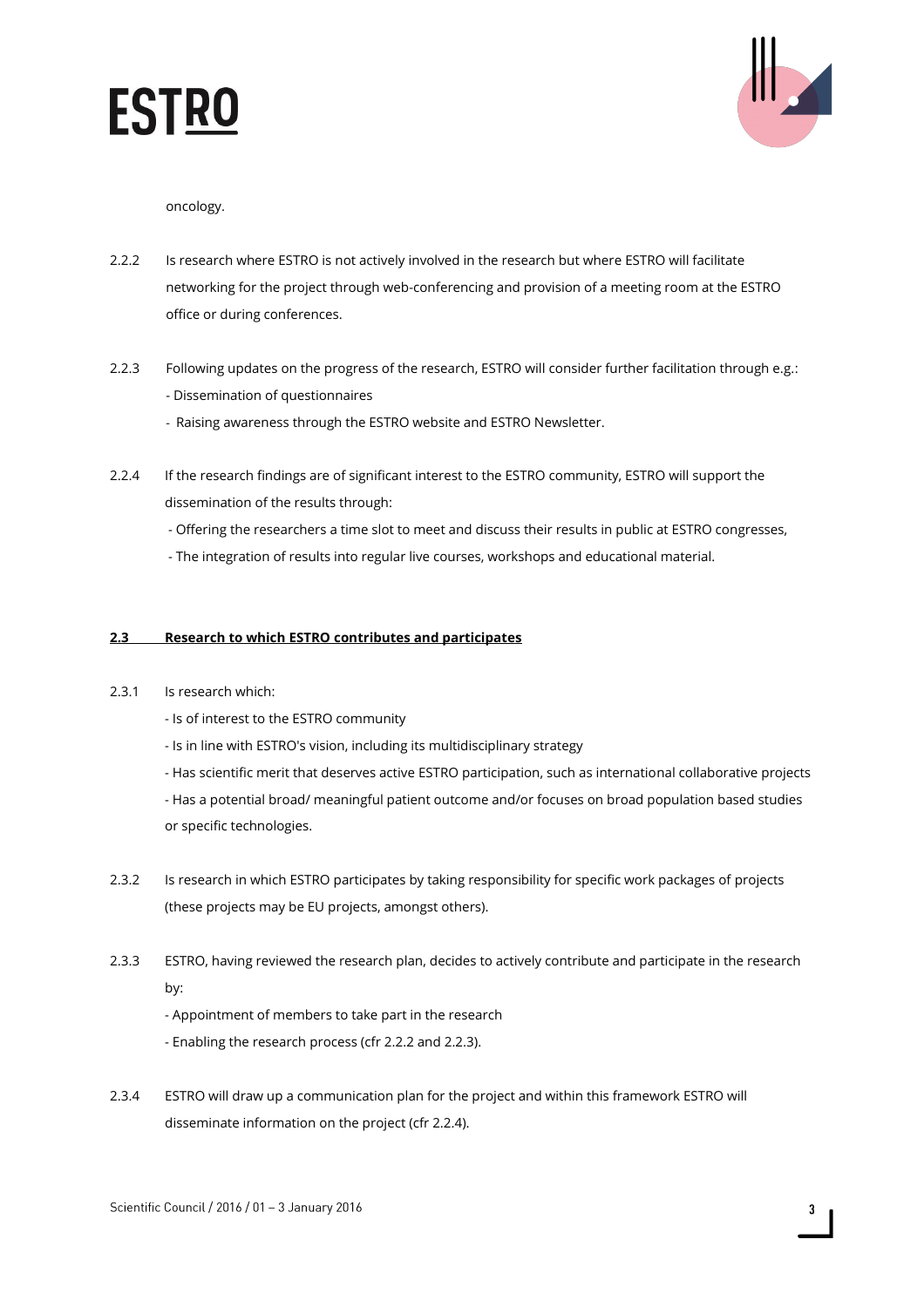oncology.

2.2.2 Is research where ESTRO is not actively involved in the research but where ESTRO will facilitate networking for the project through web-conferencing and provision of a meeting room at the ESTRO office or during conferences.

2.2.3 Following updates on the progress of the research, ESTRO will consider further facilitation through e.g.:

- Dissemination of questionnaires
- Raising awareness through the ESTRO website and ESTRO Newsletter.

2.2.4 If the research findings are of significant interest to the ESTRO community, ESTRO will support the dissemination of the results through:

- Offering the researchers a time slot to meet and discuss their results in public at ESTRO congresses,
- The integration of results into regular live courses, workshops and educational material.

### 2.3 Research to which ESTRO contributes and participates

2.3.1 Is research which:

- Is of interest to the ESTRO community
- Is in line with ESTRO's vision, including its multidisciplinary strategy
- Has scientific merit that deserves active ESTRO participation, such as international collaborative projects
- Has a potential broad/ meaningful patient outcome and/or focuses on broad population based studies or specific technologies.

2.3.2 Is research in which ESTRO participates by taking responsibility for specific work packages of projects (these projects may be EU projects, amongst others).

2.3.3 ESTRO, having reviewed the research plan, decides to actively contribute and participate in the research by:

- Appointment of members to take part in the research
- Enabling the research process (cfr 2.2.2 and 2.2.3).

2.3.4 ESTRO will draw up a communication plan for the project and within this framework ESTRO will disseminate information on the project (cfr 2.2.4).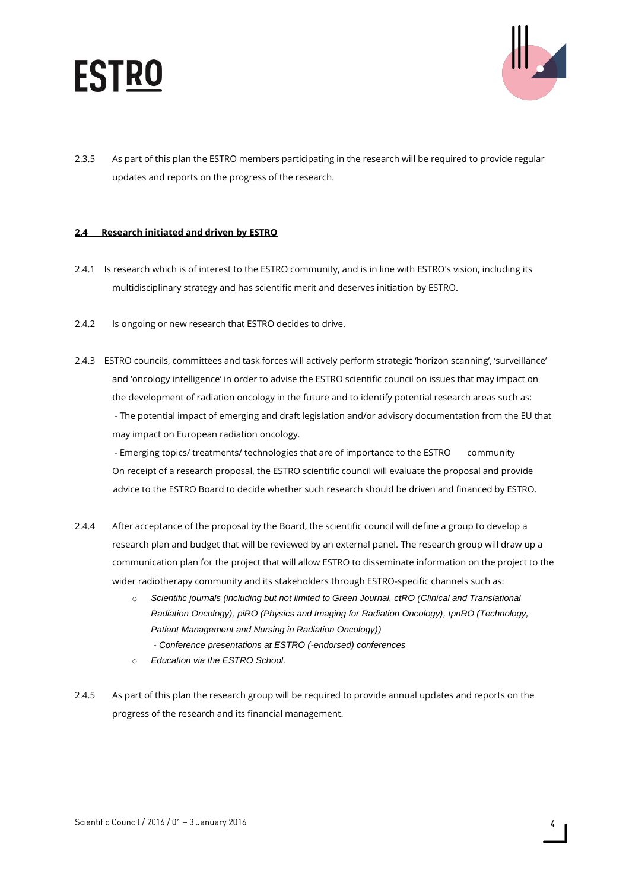2.3.5 As part of this plan the ESTRO members participating in the research will be required to provide regular updates and reports on the progress of the research.

**2.4 Research initiated and driven by ESTRO**

2.4.1 Is research which is of interest to the ESTRO community, and is in line with ESTRO's vision, including its multidisciplinary strategy and has scientific merit and deserves initiation by ESTRO.

2.4.2 Is ongoing or new research that ESTRO decides to drive.

2.4.3 ESTRO councils, committees and task forces will actively perform strategic 'horizon scanning', 'surveillance' and 'oncology intelligence' in order to advise the ESTRO scientific council on issues that may impact on the development of radiation oncology in the future and to identify potential research areas such as:
- The potential impact of emerging and draft legislation and/or advisory documentation from the EU that may impact on European radiation oncology.
- Emerging topics/ treatments/ technologies that are of importance to the ESTRO community

On receipt of a research proposal, the ESTRO scientific council will evaluate the proposal and provide advice to the ESTRO Board to decide whether such research should be driven and financed by ESTRO.

2.4.4 After acceptance of the proposal by the Board, the scientific council will define a group to develop a research plan and budget that will be reviewed by an external panel. The research group will draw up a communication plan for the project that will allow ESTRO to disseminate information on the project to the wider radiotherapy community and its stakeholders through ESTRO-specific channels such as:

- *Scientific journals (including but not limited to Green Journal, ctRO (Clinical and Translational Radiation Oncology), piRO (Physics and Imaging for Radiation Oncology), tpnRO (Technology, Patient Management and Nursing in Radiation Oncology))*
  *- Conference presentations at ESTRO (-endorsed) conferences*
- *Education via the ESTRO School.*

2.4.5 As part of this plan the research group will be required to provide annual updates and reports on the progress of the research and its financial management.